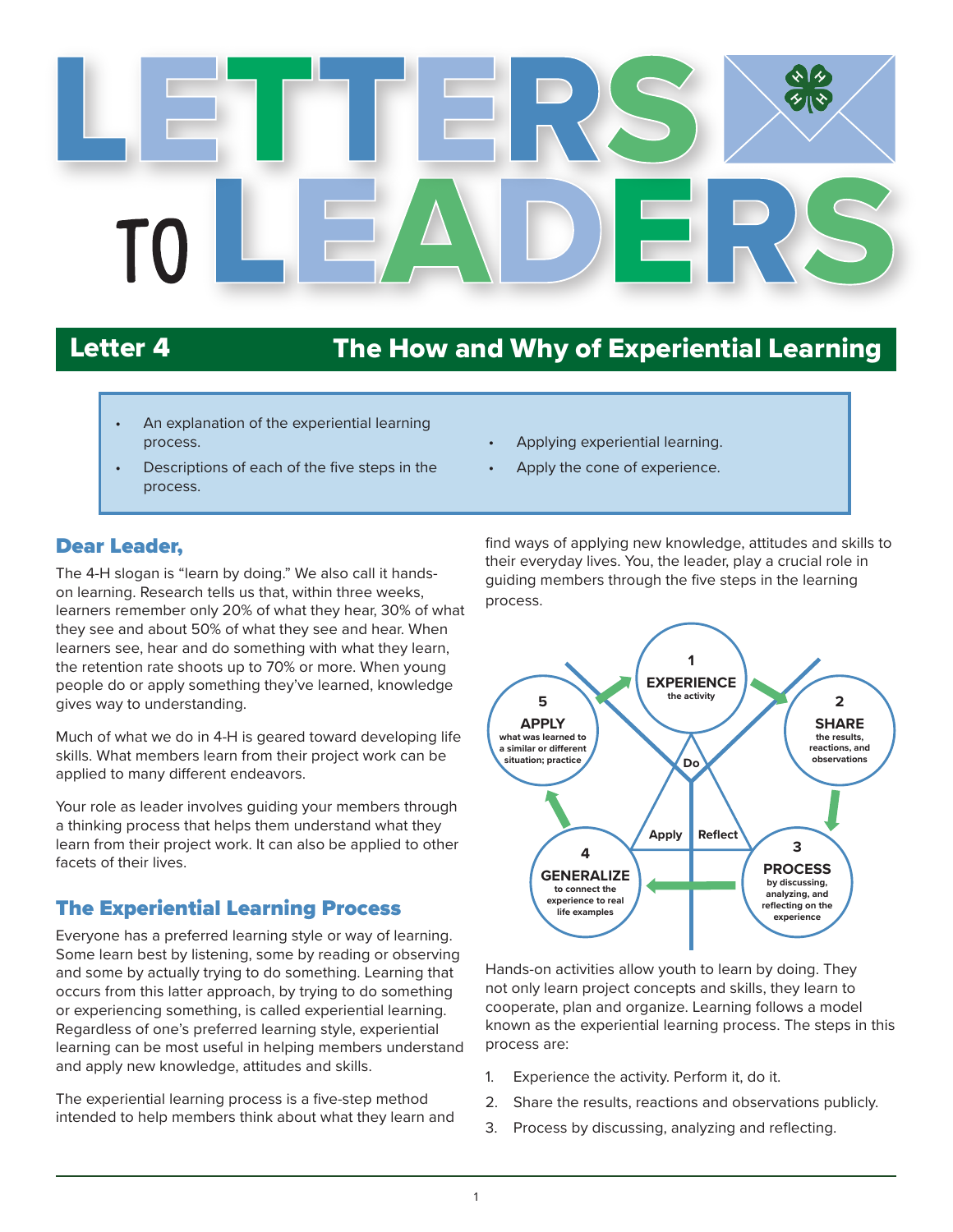# LETTERS TO LEADERS

## Letter 4 — The How and Why of Experiential Learning

- An explanation of the experiential learning process.
- Descriptions of each of the five steps in the process.
- Applying experiential learning.
- Apply the cone of experience.

### Dear Leader,

The 4-H slogan is "learn by doing." We also call it hands-on learning. Research tells us that, within three weeks, learners remember only 20% of what they hear, 30% of what they see and about 50% of what they see and hear. When learners see, hear and do something with what they learn, the retention rate shoots up to 70% or more. When young people do or apply something they've learned, knowledge gives way to understanding.

Much of what we do in 4-H is geared toward developing life skills. What members learn from their project work can be applied to many different endeavors.

Your role as leader involves guiding your members through a thinking process that helps them understand what they learn from their project work. It can also be applied to other facets of their lives.

## The Experiential Learning Process

Everyone has a preferred learning style or way of learning. Some learn best by listening, some by reading or observing and some by actually trying to do something. Learning that occurs from this latter approach, by trying to do something or experiencing something, is called experiential learning. Regardless of one's preferred learning style, experiential learning can be most useful in helping members understand and apply new knowledge, attitudes and skills.

The experiential learning process is a five-step method intended to help members think about what they learn and find ways of applying new knowledge, attitudes and skills to their everyday lives. You, the leader, play a crucial role in guiding members through the five steps in the learning process.

1 **EXPERIENCE** the activity
2 **SHARE** the results, reactions, and observations
3 **PROCESS** by discussing, analyzing, and reflecting on the experience
4 **GENERALIZE** to connect the experience to real life examples
5 **APPLY** what was learned to a similar or different situation; practice

Do — Reflect — Apply

Hands-on activities allow youth to learn by doing. They not only learn project concepts and skills, they learn to cooperate, plan and organize. Learning follows a model known as the experiential learning process. The steps in this process are:

1. Experience the activity. Perform it, do it.
2. Share the results, reactions and observations publicly.
3. Process by discussing, analyzing and reflecting.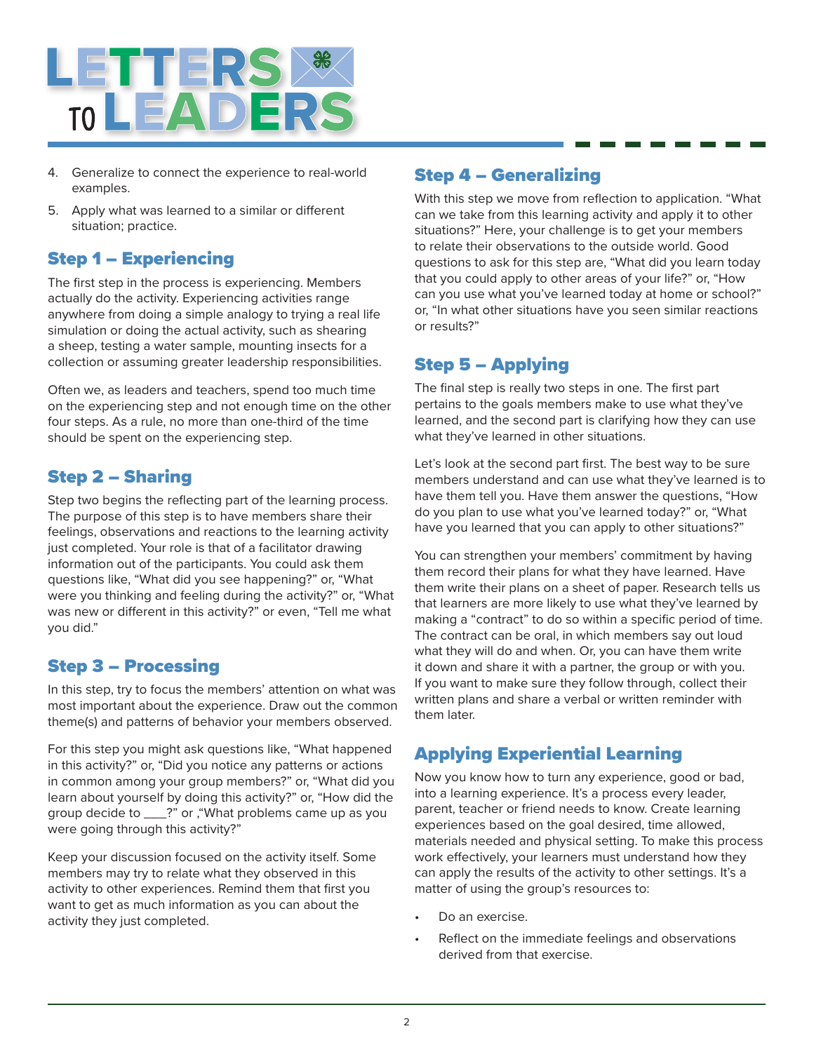4. Generalize to connect the experience to real-world examples.
5. Apply what was learned to a similar or different situation; practice.

## Step 1 – Experiencing

The first step in the process is experiencing. Members actually do the activity. Experiencing activities range anywhere from doing a simple analogy to trying a real life simulation or doing the actual activity, such as shearing a sheep, testing a water sample, mounting insects for a collection or assuming greater leadership responsibilities.

Often we, as leaders and teachers, spend too much time on the experiencing step and not enough time on the other four steps. As a rule, no more than one-third of the time should be spent on the experiencing step.

## Step 2 – Sharing

Step two begins the reflecting part of the learning process. The purpose of this step is to have members share their feelings, observations and reactions to the learning activity just completed. Your role is that of a facilitator drawing information out of the participants. You could ask them questions like, "What did you see happening?" or, "What were you thinking and feeling during the activity?" or, "What was new or different in this activity?" or even, "Tell me what you did."

## Step 3 – Processing

In this step, try to focus the members' attention on what was most important about the experience. Draw out the common theme(s) and patterns of behavior your members observed.

For this step you might ask questions like, "What happened in this activity?" or, "Did you notice any patterns or actions in common among your group members?" or, "What did you learn about yourself by doing this activity?" or, "How did the group decide to ___?" or ,"What problems came up as you were going through this activity?"

Keep your discussion focused on the activity itself. Some members may try to relate what they observed in this activity to other experiences. Remind them that first you want to get as much information as you can about the activity they just completed.

## Step 4 – Generalizing

With this step we move from reflection to application. "What can we take from this learning activity and apply it to other situations?" Here, your challenge is to get your members to relate their observations to the outside world. Good questions to ask for this step are, "What did you learn today that you could apply to other areas of your life?" or, "How can you use what you've learned today at home or school?" or, "In what other situations have you seen similar reactions or results?"

## Step 5 – Applying

The final step is really two steps in one. The first part pertains to the goals members make to use what they've learned, and the second part is clarifying how they can use what they've learned in other situations.

Let's look at the second part first. The best way to be sure members understand and can use what they've learned is to have them tell you. Have them answer the questions, "How do you plan to use what you've learned today?" or, "What have you learned that you can apply to other situations?"

You can strengthen your members' commitment by having them record their plans for what they have learned. Have them write their plans on a sheet of paper. Research tells us that learners are more likely to use what they've learned by making a "contract" to do so within a specific period of time. The contract can be oral, in which members say out loud what they will do and when. Or, you can have them write it down and share it with a partner, the group or with you. If you want to make sure they follow through, collect their written plans and share a verbal or written reminder with them later.

## Applying Experiential Learning

Now you know how to turn any experience, good or bad, into a learning experience. It's a process every leader, parent, teacher or friend needs to know. Create learning experiences based on the goal desired, time allowed, materials needed and physical setting. To make this process work effectively, your learners must understand how they can apply the results of the activity to other settings. It's a matter of using the group's resources to:

- Do an exercise.
- Reflect on the immediate feelings and observations derived from that exercise.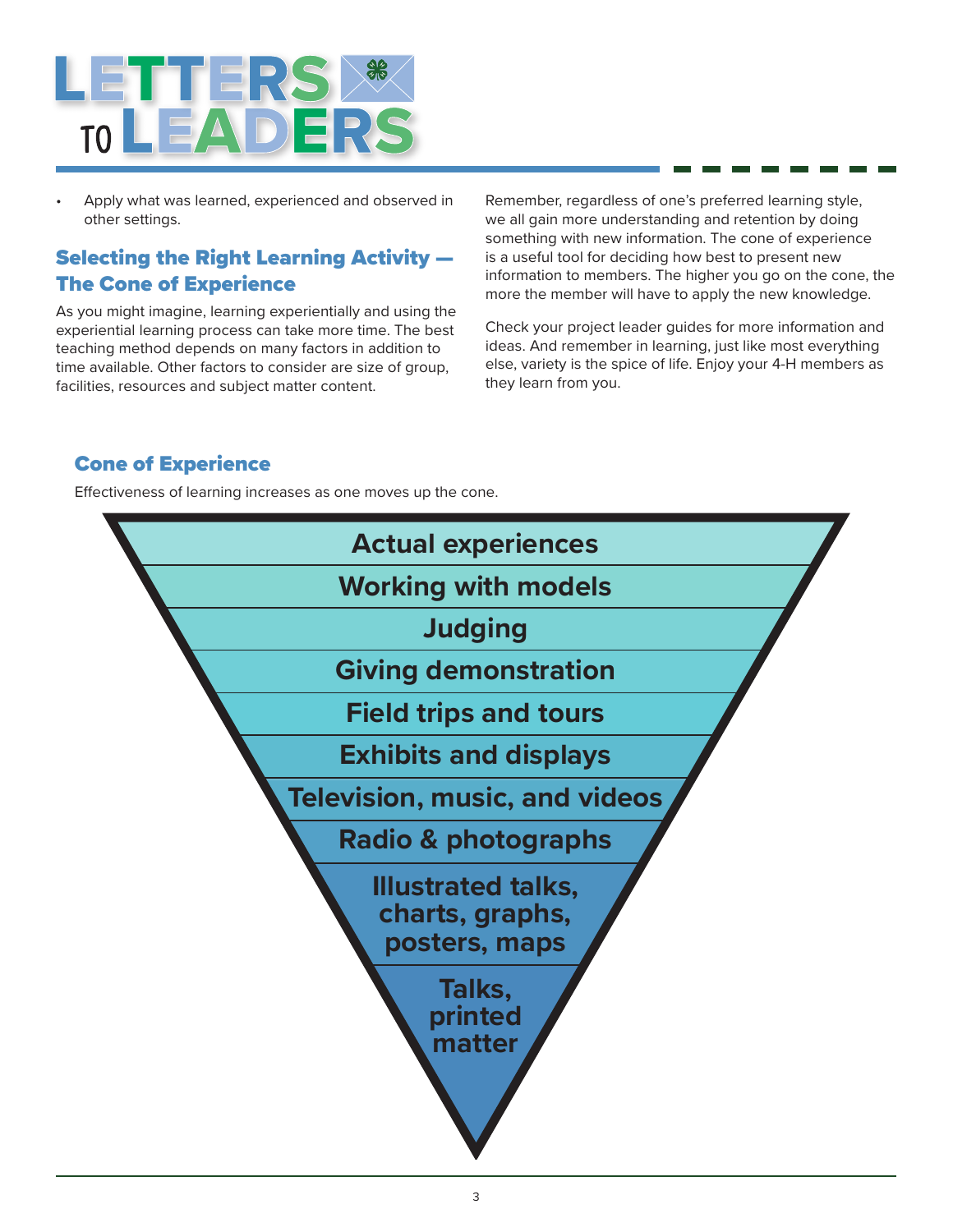- Apply what was learned, experienced and observed in other settings.

## Selecting the Right Learning Activity — The Cone of Experience

As you might imagine, learning experientially and using the experiential learning process can take more time. The best teaching method depends on many factors in addition to time available. Other factors to consider are size of group, facilities, resources and subject matter content.

Remember, regardless of one's preferred learning style, we all gain more understanding and retention by doing something with new information. The cone of experience is a useful tool for deciding how best to present new information to members. The higher you go on the cone, the more the member will have to apply the new knowledge.

Check your project leader guides for more information and ideas. And remember in learning, just like most everything else, variety is the spice of life. Enjoy your 4-H members as they learn from you.

### Cone of Experience

Effectiveness of learning increases as one moves up the cone.

- Actual experiences
- Working with models
- Judging
- Giving demonstration
- Field trips and tours
- Exhibits and displays
- Television, music, and videos
- Radio & photographs
- Illustrated talks, charts, graphs, posters, maps
- Talks, printed matter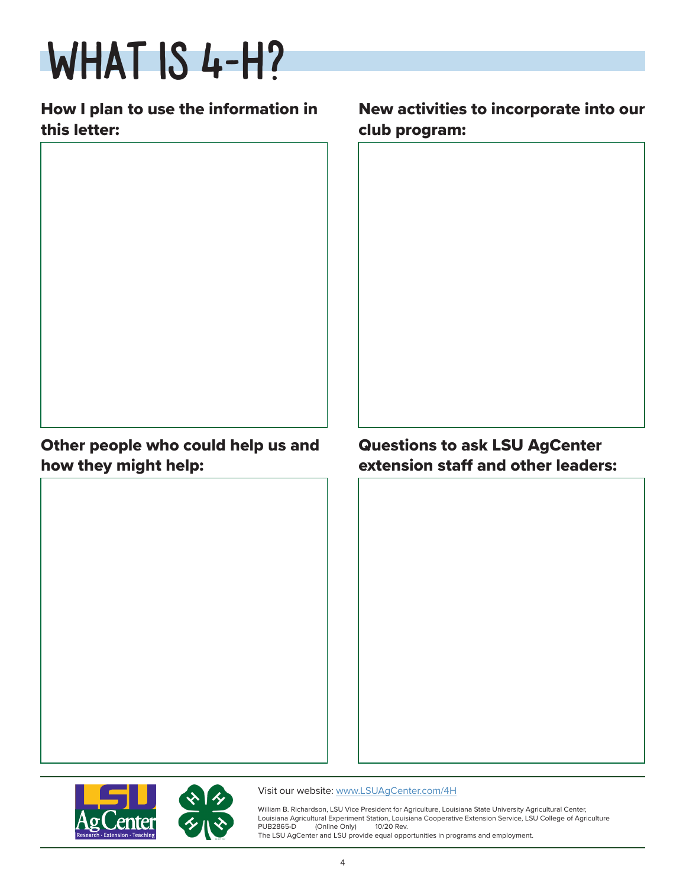# WHAT IS 4-H?

**How I plan to use the information in this letter:**

**New activities to incorporate into our club program:**

**Other people who could help us and how they might help:**

**Questions to ask LSU AgCenter extension staff and other leaders:**

Visit our website: www.LSUAgCenter.com/4H

William B. Richardson, LSU Vice President for Agriculture, Louisiana State University Agricultural Center, Louisiana Agricultural Experiment Station, Louisiana Cooperative Extension Service, LSU College of Agriculture
PUB2865-D (Online Only) 10/20 Rev.
The LSU AgCenter and LSU provide equal opportunities in programs and employment.